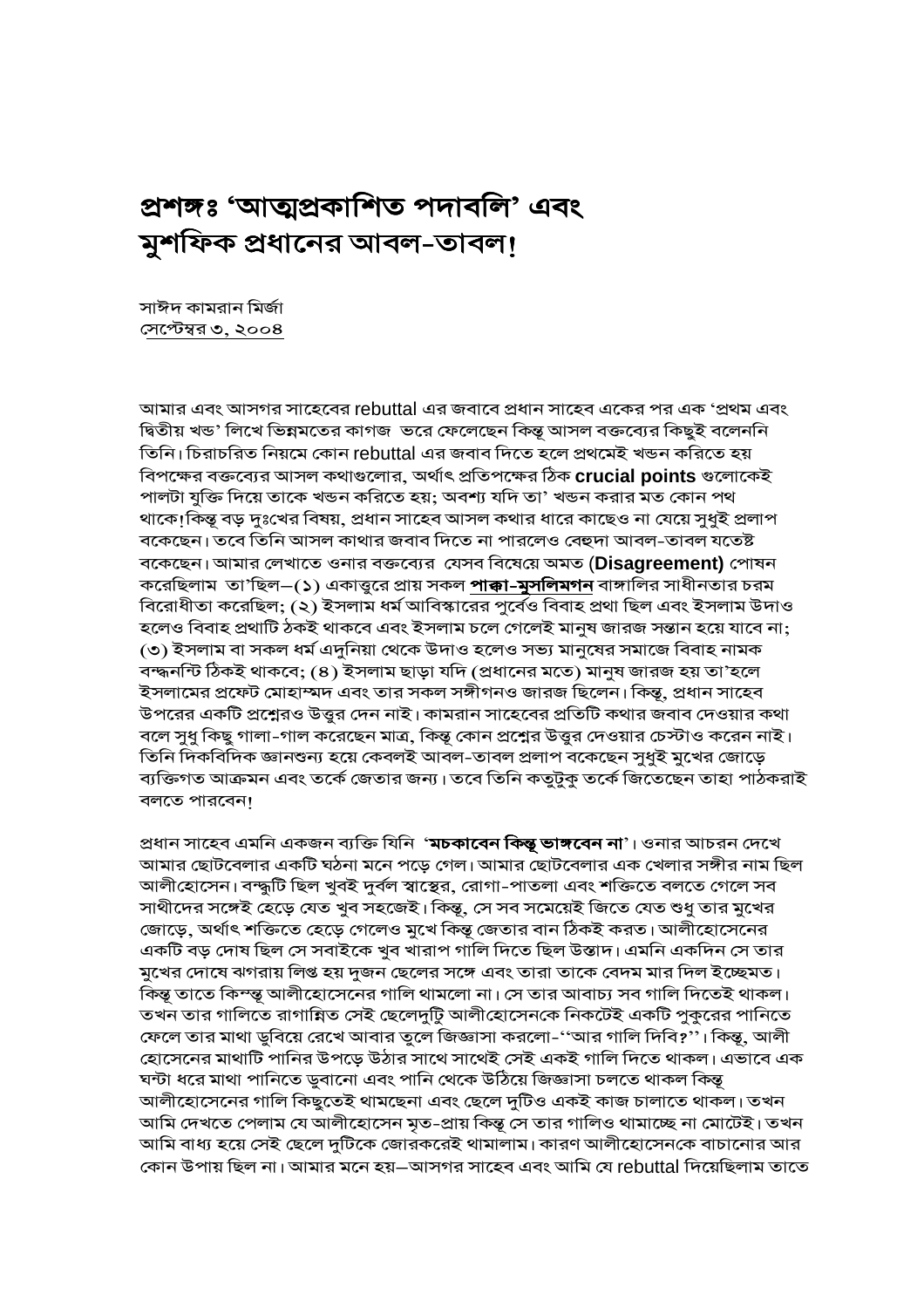# প্রশঙ্গঃ 'আত্মপ্রকাশিত পদাবলি' এবং মুশফিক প্রধানের আবল-তাবল!

সাঈদ কামরান মির্জা
সেপ্টেম্বর ৩, ২০০৪

আমার এবং আসগর সাহেবের rebuttal এর জবাবে প্রধান সাহেব একের পর এক 'প্রথম এবং দ্বিতীয় খন্ড' লিখে ভিন্নমতের কাগজ ভরে ফেলেছেন কিন্তু আসল বক্তব্যের কিছুই বলেননি তিনি। চিরাচরিত নিয়মে কোন rebuttal এর জবাব দিতে হলে প্রথমেই খন্ডন করিতে হয় বিপক্ষের বক্তব্যের আসল কথাগুলোর, অর্থাৎ প্রতিপক্ষের ঠিক **crucial points** গুলোকেই পালটা যুক্তি দিয়ে তাকে খন্ডন করিতে হয়; অবশ্য যদি তা' খন্ডন করার মত কোন পথ থাকে! কিন্তু বড় দুঃখের বিষয়, প্রধান সাহেব আসল কথার ধারে কাছেও না যেয়ে সুধুই প্রলাপ বকেছেন। তবে তিনি আসল কাথার জবাব দিতে না পারলেও বেহুদা আবল-তাবল যতেষ্ট বকেছেন। আমার লেখাতে ওনার বক্তব্যের যেসব বিষেয়ে অমত **(Disagreement)** পোষন করেছিলাম তা'ছিল—(১) একাত্তুরে প্রায় সকল **পাক্কা-মুসলিমগন** বাঙ্গালির সাধীনতার চরম বিরোধীতা করেছিল; (২) ইসলাম ধর্ম আবিস্কারের পুর্বেও বিবাহ প্রথা ছিল এবং ইসলাম উদাও হলেও বিবাহ প্রথাটি ঠকই থাকবে এবং ইসলাম চলে গেলেই মানুষ জারজ সন্তান হয়ে যাবে না; (৩) ইসলাম বা সকল ধর্ম এদুনিয়া থেকে উদাও হলেও সভ্য মানুষের সমাজে বিবাহ নামক বন্দ্ধনন্টি ঠিকই থাকবে; (৪) ইসলাম ছাড়া যদি (প্রধানের মতে) মানুষ জারজ হয় তা'হলে ইসলামের প্রফেট মোহাম্মদ এবং তার সকল সঙ্গীগনও জারজ ছিলেন। কিন্তু, প্রধান সাহেব উপরের একটি প্রশ্নেরও উত্তুর দেন নাই। কামরান সাহেবের প্রতিটি কথার জবাব দেওয়ার কথা বলে সুধু কিছু গালা-গাল করেছেন মাত্র, কিন্তু কোন প্রশ্নের উত্তুর দেওয়ার চেস্টাও করেন নাই। তিনি দিকবিদিক জ্ঞানশুন্য হয়ে কেবলই আবল-তাবল প্রলাপ বকেছেন সুধুই মুখের জোড়ে ব্যক্তিগত আক্রমন এবং তর্কে জেতার জন্য। তবে তিনি কতুটুকু তর্কে জিতেছেন তাহা পাঠকরাই বলতে পারবেন!

প্রধান সাহেব এমনি একজন ব্যক্তি যিনি '**মচকাবেন কিন্তু ভাঙ্গবেন না**'। ওনার আচরন দেখে আমার ছোটবেলার একটি ঘঠনা মনে পড়ে গেল। আমার ছোটবেলার এক খেলার সঙ্গীর নাম ছিল আলীহোসেন। বন্দ্ধুটি ছিল খুবই দুর্বল স্বাস্থের, রোগা-পাতলা এবং শক্তিতে বলতে গেলে সব সাথীদের সঙ্গেই হেড়ে যেত খুব সহজেই। কিন্তু, সে সব সময়েই জিতে যেত শুধু তার মুখের জোড়ে, অর্থাৎ শক্তিতে হেড়ে গেলেও মুখে কিন্তু জেতার বান ঠিকই করত। আলীহোসেনের একটি বড় দোষ ছিল সে সবাইকে খুব খারাপ গালি দিতে ছিল উস্তাদ। এমনি একদিন সে তার মুখের দোষে ঝগরায় লিপ্ত হয় দুজন ছেলের সঙ্গে এবং তারা তাকে বেদম মার দিল ইচ্ছেমত। কিন্তু তাতে কিন্স্তু আলীহোসেনের গালি থামলো না। সে তার আবাচ্য সব গালি দিতেই থাকল। তখন তার গালিতে রাগান্বিত সেই ছেলেদুটি আলীহোসেনকে নিকটেই একটি পুকুরের পানিতে ফেলে তার মাথা ডুবিয়ে রেখে আবার তুলে জিজ্ঞাসা করলো-''আর গালি দিবি?''। কিন্তু, আলী হোসেনের মাথাটি পানির উপড়ে উঠার সাথে সাথেই সেই একই গালি দিতে থাকল। এভাবে এক ঘন্টা ধরে মাথা পানিতে ডুবানো এবং পানি থেকে উঠিয়ে জিজ্ঞাসা চলতে থাকল কিন্তু আলীহোসেনের গালি কিছুতেই থামছেনা এবং ছেলে দুটিও একই কাজ চালাতে থাকল। তখন আমি দেখতে পেলাম যে আলীহোসেন মৃত-প্রায় কিন্তু সে তার গালিও থামাচ্ছে না মোটেই। তখন আমি বাধ্য হয়ে সেই ছেলে দুটিকে জোরকরেই থামালাম। কারণ আলীহোসেনকে বাচানোর আর কোন উপায় ছিল না। আমার মনে হয়—আসগর সাহেব এবং আমি যে rebuttal দিয়েছিলাম তাতে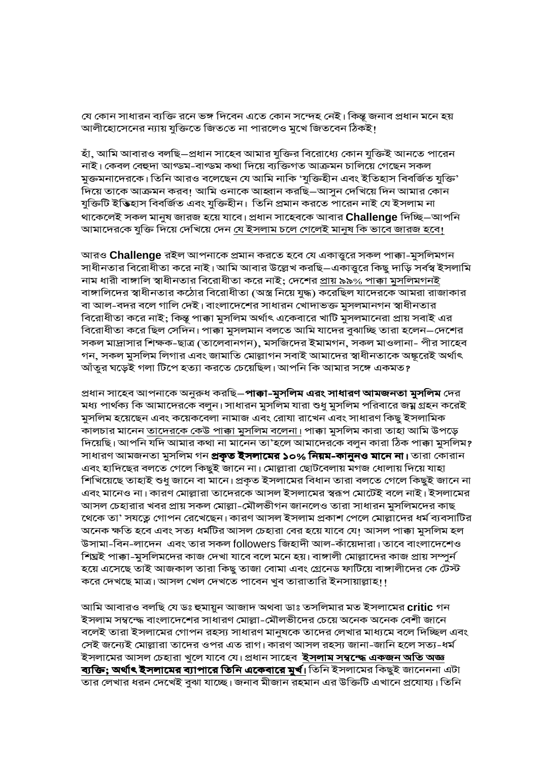যে কোন সাধারন ব্যক্তি রনে ভঙ্গ দিবেন এতে কোন সন্দেহ নেই। কিন্তু জনাব প্রধান মনে হয় আলীহোসেনের ন্যায় যুক্তিতে জিততে না পারলেও মুখে জিতবেন ঠিকই!

হাঁ, আমি আবারও বলছি–প্রধান সাহেব আমার যুক্তির বিরোধ্যে কোন যুক্তিই আনতে পারেন নাই। কেবল বেহুদা আগডম-বাগডম কথা দিয়ে ব্যক্তিগত আক্রমন চালিয়ে গেছেন সকল মুক্তমনাদেরকে। তিনি আরও বলেছেন যে আমি নাকি 'যুক্তিহীন এবং ইতিহাস বিবর্জিত যুক্তি' দিয়ে তাকে আক্রমন করব! আমি ওনাকে আহ্বান করছি–আসুন দেখিয়ে দিন আমার কোন যুক্তিটি ইতিহাস বিবর্জিত এবং যুক্তিহীন। তিনি প্রমান করতে পারেন নাই যে ইসলাম না থাকেলেই সকল মানুষ জারজ হয়ে যাবে। প্রধান সাহেবকে আবার **Challenge** দিচ্ছি–আপনি আমাদেরকে যুক্তি দিয়ে দেখিয়ে দেন যে ইসলাম চলে গেলেই মানুষ কি ভাবে জারজ হবে!

আরও **Challenge** রইল আপনাকে প্রমান করতে হবে যে একাত্তুরে সকল পাক্কা-মুসলিমগন সাধীনতার বিরোধীতা করে নাই। আমি আবার উল্লেখ করছি–একাত্তুরে কিছু দাড়ি সর্বস্ব ইসলামি নাম ধারী বাঙ্গালি স্বাধীনতার বিরোধীতা করে নাই; দেশের প্রায় ৯৯% পাক্কা মুসলিমগনই বাঙ্গালিদের স্বাধীনতার কঠোর বিরোধীতা (অস্ত্র নিয়ে যুদ্ধ) করেছিল যাদেরকে আমরা রাজাকার বা আল-বদর বলে গালি দেই। বাংলাদেশের সাধারন খোদাভক্ত মুসলমানগন স্বাধীনতার বিরোধীতা করে নাই; কিন্তু পাক্কা মুসলিম অর্থাৎ একেবারে খাটি মুসলমানেরা প্রায় সবাই এর বিরোধীতা করে ছিল সেদিন। পাক্কা মুসলমান বলতে আমি যাদের বুঝাচ্ছি তারা হলেন–দেশের সকল মাদ্রাসার শিক্ষক-ছাত্র (তালেবানগন), মসজিদের ইমামগন, সকল মাওলানা- পীর সাহেব গন, সকল মুসলিম লিগার এবং জামাতি মোল্লাগন সবাই আমাদের স্বাধীনতাকে অঙ্কুরেই অর্থাৎ আঁতুর ঘড়েই গলা টিপে হত্যা করতে চেয়েছিল। আপনি কি আমার সঙ্গে একমত?

প্রধান সাহেব আপনাকে অনুরুধ করছি–**পাক্কা-মুসলিম এবং সাধারণ আমজনতা মুসলিম** দের মধ্য পার্থক্য কি আমাদেরকে বলুন। সাধারন মুসলিম যারা শুধু মুসলিম পরিবারে জন্ম গ্রহন করেই মুসলিম হয়েছেন এবং কয়েকবেলা নামাজ এবং রোযা রাখেন এবং সাধারণ কিছু ইসলামিক কালচার মানেন তাদেরকে কেউ পাক্কা মুসলিম বলেনা। পাক্কা মুসলিম কারা তাহা আমি উপড়ে দিয়েছি। আপনি যদি আমার কথা না মানেন তা'হলে আমাদেরকে বলুন কারা ঠিক পাক্কা মুসলিম? সাধারণ আমজনতা মুসলিম গন **প্রকৃত ইসলামের ১০% নিয়ম-কানুনও মানে না।** তারা কোরান এবং হাদিছের বলতে গেলে কিছুই জানে না। মোল্লারা ছোটবেলায় মগজ ধোলায় দিয়ে যাহা শিখিয়েছে তাহাই শুধু জানে বা মানে। প্রকৃত ইসলামের বিধান তারা বলতে গেলে কিছুই জানে না এবং মানেও না। কারণ মোল্লারা তাদেরকে আসল ইসলামের স্বরূপ মোটেই বলে নাই। ইসলামের আসল চেহারার খবর প্রায় সকল মোল্লা-মৌলভীগন জানলেও তারা সাধারন মুসলিমদের কাছ থেকে তা' সযত্নে গোপন রেখেছেন। কারণ আসল ইসলাম প্রকাশ পেলে মোল্লাদের ধর্ম ব্যবসাটির অনেক ক্ষতি হবে এবং সত্য ধর্মটির আসল চেহারা বের হয়ে যাবে যে! আসল পাক্কা মুসলিম হল উসামা-বিন-লাদেন এবং তার সকল followers জিহাদী আল-কাঁয়েদারা। তাবে বাংলাদেশেও শিঘ্রই পাক্কা-মুসলিমদের কাজ দেখা যাবে বলে মনে হয়। বাঙ্গালী মোল্লাদের কাজ প্রায় সম্পুর্ন হয়ে এসেছে তাই আজকাল তারা কিছু তাজা বোমা এবং গ্রেনেড ফাটিয়ে বাঙ্গালীদের কে টেস্ট করে দেখছে মাত্র। আসল খেল দেখতে পাবেন খুব তারাতারি ইনসায়াল্লাহ!!

আমি আবারও বলছি যে ডঃ হুমায়ুন আজাদ অথবা ডাঃ তসলিমার মত ইসলামের **critic** গন ইসলাম সম্বন্ধে বাংলাদেশের সাধারণ মোল্লা-মৌলভীদের চেয়ে অনেক অনেক বেশী জানে বলেই তারা ইসলামের গোপন রহস্য সাধারণ মানুষকে তাদের লেখার মাধ্যমে বলে দিচ্ছিল এবং সেই জন্যেই মোল্লারা তাদের ওপর এত রাগ। কারণ আসল রহস্য জানা-জানি হলে সত্য-ধর্ম ইসলামের আসল চেহারা খুলে যাবে যে। প্রধান সাহেব **ইসলাম সম্বন্ধে একজন অতি অজ্ঞ ব্যক্তি; অর্থাৎ ইসলামের ব্যাপারে তিনি একেবারে মুর্খ।** তিনি ইসলামের কিছুই জানেননা এটা তার লেখার ধরন দেখেই বুঝা যাচ্ছে। জনাব মীজান রহমান এর উক্তিটি এখানে প্রযোয্য। তিনি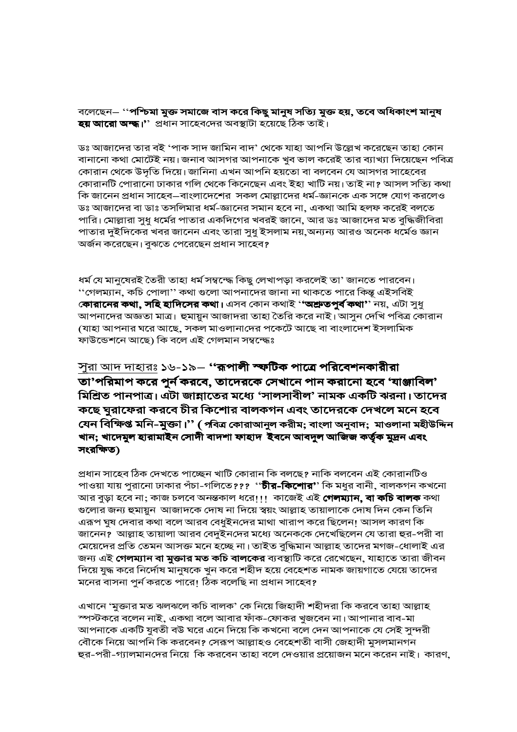বলেছেন– ''**পশ্চিমা মুক্ত সমাজে বাস করে কিছু মানুষ সত্যি মুক্ত হয়, তবে অধিকাংশ মানুষ হয় আরো অন্ধ।**'' প্রধান সাহেবদের অবস্থাটা হয়েছে ঠিক তাই।

ডঃ আজাদের তার বই 'পাক সাদ জামিন বাদ' থেকে যাহা আপনি উল্লেখ করেছেন তাহা কোন বানানো কথা মোটেই নয়। জনাব আসগর আপনাকে খুব ভাল করেই তার ব্যাখ্যা দিয়েছেন পবিত্র কোরান থেকে উদৃতি দিয়ে। জানিনা এখন আপনি হয়তো বা বলবেন যে আসগর সাহেবের কোরানটি পোরানো ঢাকার গলি থেকে কিনেছেন এবং ইহা খাটি নয়। তাই না? আসল সত্যি কথা কি জানেন প্রধান সাহেব–বাংলাদেশের সকল মোল্লাদের ধর্ম-জ্ঞানকে এক সঙ্গে যোগ করলেও ডঃ আজাদের বা ডাঃ তসলিমার ধর্ম-জ্ঞানের সমান হবে না, একথা আমি হলফ করেই বলতে পারি। মোল্লারা সুধু ধর্মের পাতার একদিগের খবরই জানে, আর ডঃ আজাদের মত বুদ্ধিজীবিরা পাতার দুইদিকের খবর জানেন এবং তারা সুধু ইসলাম নয়,অন্যন্য আরও অনেক ধর্মেও জ্ঞান অর্জন করেছেন। বুঝতে পেরেছেন প্রধান সাহেব?

ধর্ম যে মানুষেরই তৈরী তাহা ধর্ম সম্বন্ধে কিছু লেখাপড়া করলেই তা' জানতে পারবেন। ''গেলম্যান, কচি পোলা'' কথা গুলো আপনাদের জানা না থাকতে পারে কিন্তু এইসবিই **কোরানের কথা, সহি হাদিসের কথা।** এসব কোন কথাই ''**অশ্রুতপুর্ব কথা**'' নয়, এটা সুধু আপনাদের অজ্ঞতা মাত্র। হুমায়ুন আজাদরা তাহা তৈরি করে নাই। আসুন দেখি পবিত্র কোরান (যাহা আপনার ঘরে আছে, সকল মাওলানাদের পকেটে আছে বা বাংলাদেশ ইসলামিক ফাউন্ডেশনে আছে) কি বলে এই গেলমান সম্বন্ধেঃ

সুরা আদ দাহারঃ ১৬-১৯– **''রূপালী স্ফটিক পাত্রে পরিবেশনকারীরা তা'পরিমাপ করে পুর্ন করবে, তাদেরকে সেখানে পান করানো হবে 'যাঞ্জাবিল' মিশ্রিত পানপাত্র। এটা জান্নাতের মধ্যে 'সালসাবীল' নামক একটি ঝরনা। তাদের কছে ঘুরাফেরা করবে চীর কিশোর বালকগন এবং তাদেরকে দেখলে মনে হবে যেন বিক্ষিপ্ত মনি-মুক্তা।''** ( *পবিত্র* **কোরাআনুল করীম; বাংলা অনুবাদ; মাওলানা মহীউদ্দিন খান; খাদেমুল হারামাইন সোদী বাদশা ফাহাদ ইবনে আবদুল আজিজ কর্তৃক মুদ্রন এবং সংরক্ষিত)**

প্রধান সাহেব ঠিক দেখতে পাচ্ছেন খাটি কোরান কি বলছে? নাকি বলবেন এই কোরানটিও পাওয়া যায় পুরানো ঢাকার পঁচা-গলিতে??? ''**চীর-কিশোর**'' কি মধুর বানী, বালকগন কখনো আর বুড়া হবে না; কাজ চলবে অনন্তকাল ধরে!!! কাজেই এই **গেলম্যান, বা কচি বালক** কথা গুলোর জন্য হুমায়ুন আজাদকে দোষ না দিয়ে স্বয়ং আল্লাহ তায়ালাকে দোষ দিন কেন তিনি এরূপ ঘুষ দেবার কথা বলে আরব বেধুইনদের মাথা খারাপ করে ছিলেন! আসল কারণ কি জানেন? আল্লাহ তায়ালা আরব বেদুইনদের মধ্যে অনেককে দেখেছিলেন যে তারা হুর-পরী বা মেয়েদের প্রতি তেমন আসক্ত মনে হচ্ছে না। তাইত বুদ্ধিমান আল্লাহ তাদের মগজ-ধোলাই এর জন্য এই **গেলম্যান বা মুক্তার মত কচি বালকের** ব্যবস্থাটি করে রেখেছেন, যাহাতে তারা জীবন দিয়ে যুদ্ধ করে নির্দোষ মানুষকে খুন করে শহীদ হয়ে বেহেশত নামক জায়গাতে যেয়ে তাদের মনের বাসনা পুর্ন করতে পারে! ঠিক বলেছি না প্রধান সাহেব?

এখানে 'মুক্তার মত ঝলঝলে কচি বালক' কে নিয়ে জিহাদী শহীদরা কি করবে তাহা আল্লাহ স্পস্টকরে বলেন নাই, একথা বলে আবার ফাঁক-ফোকর খুজবেন না। আপানার বাব-মা আপনাকে একটি যুবতী বউ ঘরে এনে দিয়ে কি কখনো বলে দেন আপনাকে যে সেই সুন্দরী বৌকে নিয়ে আপনি কি করবেন? সেরূপ আল্লাহও বেহেশতী বাসী জেহাদী মুসলমানগন হুর-পরী-গ্যালমানদের নিয়ে কি করবেন তাহা বলে দেওয়ার প্রয়োজন মনে করেন নাই। কারণ,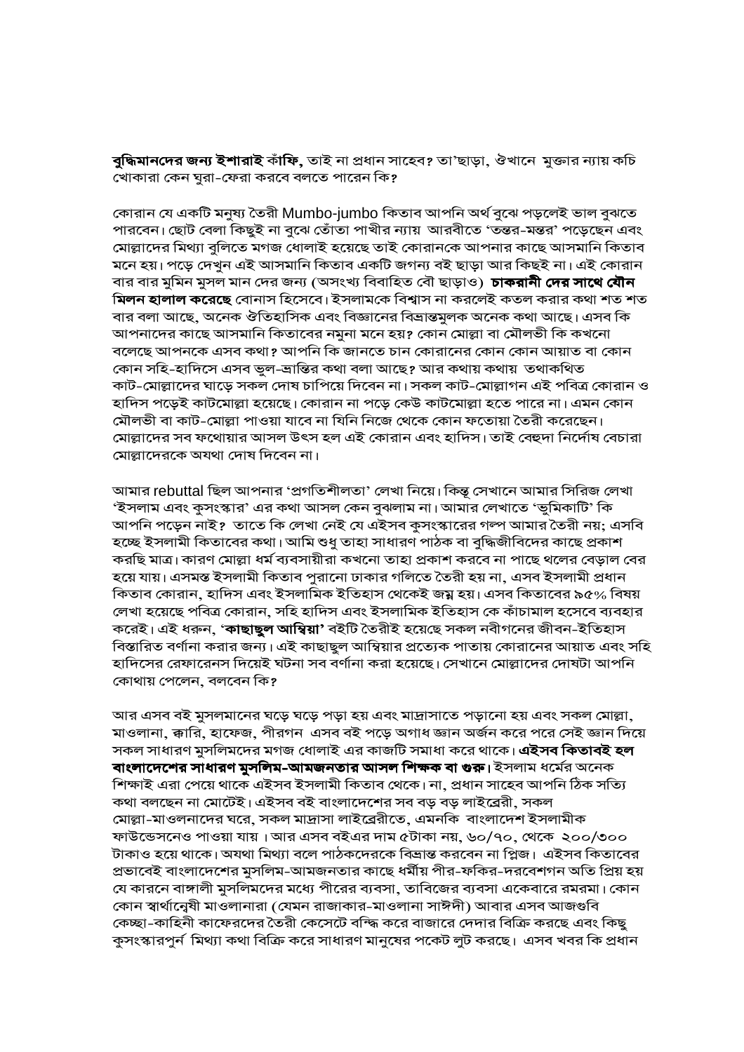**বুদ্ধিমানদের জন্য ইশারাই** কাঁফি, তাই না প্রধান সাহেব? তা'ছাড়া, ঔখানে মুক্তার ন্যায় কচি খোকারা কেন ঘুরা-ফেরা করবে বলতে পারেন কি?

কোরান যে একটি মনুষ্য তৈরী Mumbo-jumbo কিতাব আপনি অর্থ বুঝে পড়লেই ভাল বুঝতে পারবেন। ছোট বেলা কিছুই না বুঝে তোঁতা পাখীর ন্যায় আরবীতে 'তন্তর-মন্তর' পড়েছেন এবং মোল্লাদের মিথ্যা বুলিতে মগজ ধোলাই হয়েছে তাই কোরানকে আপনার কাছে আসমানি কিতাব মনে হয়। পড়ে দেখুন এই আসমানি কিতাব একটি জগন্য বই ছাড়া আর কিছুই না। এই কোরান বার বার মুমিন মুসল মান দের জন্য (অসংখ্য বিবাহিত বৌ ছাড়াও) **চাকরানী দের সাথে যৌন মিলন হালাল করেছে** বোনাস হিসেবে। ইসলামকে বিশ্বাস না করলেই কতল করার কথা শত শত বার বলা আছে, অনেক ঔতিহাসিক এবং বিজ্ঞানের বিভ্রান্তমুলক অনেক কথা আছে। এসব কি আপনাদের কাছে আসমানি কিতাবের নমুনা মনে হয়? কোন মোল্লা বা মৌলভী কি কখনো বলেছে আপনকে এসব কথা? আপনি কি জানতে চান কোরানের কোন কোন আয়াত বা কোন কোন সহি-হাদিসে এসব ভুল-ভ্রান্তির কথা বলা আছে? আর কথায় কথায় তথাকথিত কাট-মোল্লাদের ঘাড়ে সকল দোষ চাপিয়ে দিবেন না। সকল কাট-মোল্লাগন এই পবিত্র কোরান ও হাদিস পড়েই কাটমোল্লা হয়েছে। কোরান না পড়ে কেউ কাটমোল্লা হতে পারে না। এমন কোন মৌলভী বা কাট-মোল্লা পাওয়া যাবে না যিনি নিজে থেকে কোন ফতোয়া তৈরী করেছেন। মোল্লাদের সব ফথোয়ার আসল উৎস হল এই কোরান এবং হাদিস। তাই বেহুদা নির্দোষ বেচারা মোল্লাদেরকে অযথা দোষ দিবেন না।

আমার rebuttal ছিল আপনার 'প্রগতিশীলতা' লেখা নিয়ে। কিন্তু সেখানে আমার সিরিজ লেখা 'ইসলাম এবং কুসংস্কার' এর কথা আসল কেন বুঝলাম না। আমার লেখাতে 'ভুমিকাটি' কি আপনি পড়েন নাই? তাতে কি লেখা নেই যে এইসব কুসংস্কারের গল্প আমার তৈরী নয়; এসবি হচ্ছে ইসলামী কিতাবের কথা। আমি শুধু তাহা সাধারণ পাঠক বা বুদ্ধিজীবিদের কাছে প্রকাশ করছি মাত্র। কারণ মোল্লা ধর্ম ব্যবসায়ীরা কখনো তাহা প্রকাশ করবে না পাছে থলের বেড়াল বের হয়ে যায়। এসমস্ত ইসলামী কিতাব পুরানো ঢাকার গলিতে তৈরী হয় না, এসব ইসলামী প্রধান কিতাব কোরান, হাদিস এবং ইসলামিক ইতিহাস থেকেই জন্ম হয়। এসব কিতাবের ৯৫% বিষয় লেখা হয়েছে পবিত্র কোরান, সহি হাদিস এবং ইসলামিক ইতিহাস কে কাঁচামাল হসেবে ব্যবহার করেই। এই ধরুন, '**কাছাছুল আম্বিয়া**' বইটি তৈরীই হয়েছে সকল নবীগনের জীবন-ইতিহাস বিস্তারিত বর্ণানা করার জন্য। এই কাছাছুল আম্বিয়ার প্রত্যেক পাতায় কোরানের আয়াত এবং সহি হাদিসের রেফারেনস দিয়েই ঘটনা সব বর্ণানা করা হয়েছে। সেখানে মোল্লাদের দোষটা আপনি কোথায় পেলেন, বলবেন কি?

আর এসব বই মুসলমানের ঘড়ে ঘড়ে পড়া হয় এবং মাদ্রাসাতে পড়ানো হয় এবং সকল মোল্লা, মাওলানা, ক্বারি, হাফেজ, পীরগন এসব বই পড়ে অগাধ জ্ঞান অর্জন করে পরে সেই জ্ঞান দিয়ে সকল সাধারণ মুসলিমদের মগজ ধোলাই এর কাজটি সমাধা করে থাকে। **এইসব কিতাবই হল বাংলাদেশের সাধারণ মুসলিম-আমজনতার আসল শিক্ষক বা গুরু।** ইসলাম ধর্মের অনেক শিক্ষাই এরা পেয়ে থাকে এইসব ইসলামী কিতাব থেকে। না, প্রধান সাহেব আপনি ঠিক সত্যি কথা বলছেন না মোটেই। এইসব বই বাংলাদেশের সব বড় বড় লাইব্রেরী, সকল মোল্লা-মাওলনাদের ঘরে, সকল মাদ্রাসা লাইব্রেরীতে, এমনকি বাংলাদেশ ইসলামীক ফাউন্ডেসনেও পাওয়া যায় । আর এসব বইএর দাম ৫টাকা নয়, ৬০/৭০, থেকে ২০০/৩০০ টাকাও হয়ে থাকে। অযথা মিথ্যা বলে পাঠকদেরকে বিভ্রান্ত করবেন না প্লিজ। এইসব কিতাবের প্রভাবেই বাংলাদেশের মুসলিম-আমজনতার কাছে ধর্মীয় পীর-ফকির-দরবেশগন অতি প্রিয় হয় যে কারনে বাঙ্গালী মুসলিমদের মধ্যে পীরের ব্যবসা, তাবিজের ব্যবসা একেবারে রমরমা। কোন কোন স্বার্থান্বেষী মাওলানারা (যেমন রাজাকার-মাওলানা সাঈদী) আবার এসব আজগুবি কেচ্ছা-কাহিনী কাফেরদের তৈরী কেসেটে বন্দ্বি করে বাজারে দেদার বিক্রি করছে এবং কিছু কুসংস্কারপুর্ন মিথ্যা কথা বিক্রি করে সাধারণ মানুষের পকেট লুট করছে। এসব খবর কি প্রধান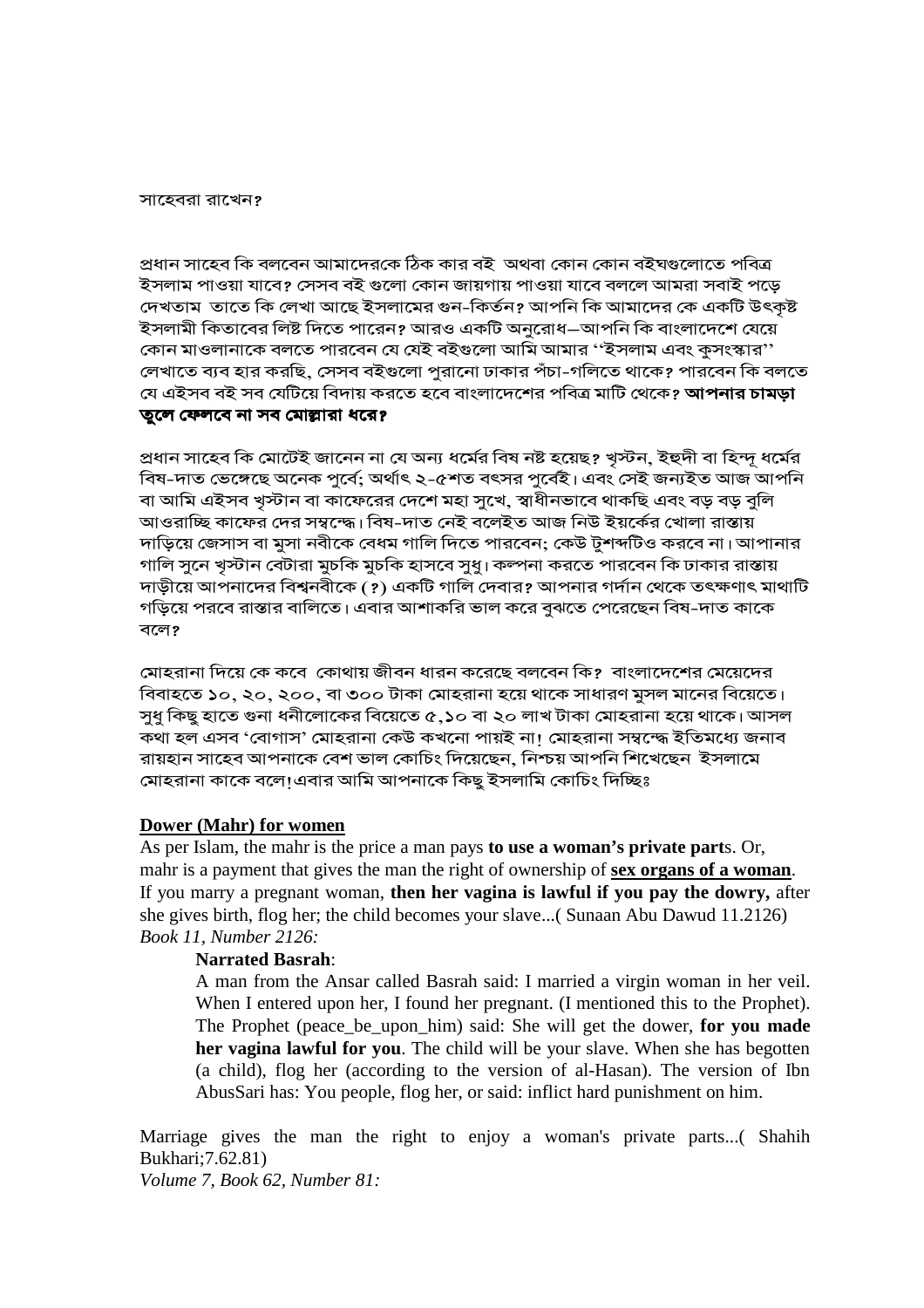সাহেবরা রাখেন?

প্রধান সাহেব কি বলবেন আমাদেরকে ঠিক কার বই অথবা কোন কোন বইঘগুলোতে পবিত্র ইসলাম পাওয়া যাবে? সেসব বই গুলো কোন জায়গায় পাওয়া যাবে বললে আমরা সবাই পড়ে দেখতাম তাতে কি লেখা আছে ইসলামের গুন-কির্তন? আপনি কি আমাদের কে একটি উৎকৃষ্ট ইসলামী কিতাবের লিষ্ট দিতে পারেন? আরও একটি অনুরোধ—আপনি কি বাংলাদেশে যেয়ে কোন মাওলানাকে বলতে পারবেন যে যেই বইগুলো আমি আমার ''ইসলাম এবং কুসংস্কার'' লেখাতে ব্যব হার করছি, সেসব বইগুলো পুরানো ঢাকার পঁচা-গলিতে থাকে? পারবেন কি বলতে যে এইসব বই সব যেটিয়ে বিদায় করতে হবে বাংলাদেশের পবিত্র মাটি থেকে? **আপনার চামড়া তুলে ফেলবে না সব মোল্লারা ধরে?**

প্রধান সাহেব কি মোটেই জানেন না যে অন্য ধর্মের বিষ নষ্ট হয়েছ? খৃস্টন, ইহুদী বা হিন্দূ ধর্মের বিষ-দাত ভেঙ্গেছে অনেক পুর্বে; অর্থাৎ ২-৫শত বৎসর পুর্বেই। এবং সেই জন্যইত আজ আপনি বা আমি এইসব খৃস্টান বা কাফেরের দেশে মহা সুখে, স্বাধীনভাবে থাকছি এবং বড় বড় বুলি আওরাচ্ছি কাফের দের সম্বন্ধে। বিষ-দাত নেই বলেইত আজ নিউ ইয়র্কের খোলা রাস্তায় দাড়িয়ে জেসাস বা মুসা নবীকে বেধম গালি দিতে পারবেন; কেউ টুশব্দটিও করবে না। আপানার গালি সুনে খৃস্টান বেটারা মুচকি মুচকি হাসবে সুধু। কল্পনা করতে পারবেন কি ঢাকার রাস্তায় দাড়ীয়ে আপনাদের বিশ্বনবীকে (?) একটি গালি দেবার? আপনার গর্দান থেকে তৎক্ষণাৎ মাথাটি গড়িয়ে পরবে রাস্তার বালিতে। এবার আশাকরি ভাল করে বুঝতে পেরেছেন বিষ-দাত কাকে বলে?

মোহরানা দিয়ে কে কবে কোথায় জীবন ধারন করেছে বলবেন কি? বাংলাদেশের মেয়েদের বিবাহতে ১০, ২০, ২০০, বা ৩০০ টাকা মোহরানা হয়ে থাকে সাধারণ মুসল মানের বিয়েতে। সুধু কিছু হাতে গুনা ধনীলোকের বিয়েতে ৫,১০ বা ২০ লাখ টাকা মোহরানা হয়ে থাকে। আসল কথা হল এসব 'বোগাস' মোহরানা কেউ কখনো পায়ই না! মোহরানা সম্বন্ধে ইতিমধ্যে জনাব রায়হান সাহেব আপনাকে বেশ ভাল কোচিং দিয়েছেন, নিশ্চয় আপনি শিখেছেন ইসলামে মোহরানা কাকে বলে!এবার আমি আপনাকে কিছু ইসলামি কোচিং দিচ্ছিঃ

**Dower (Mahr) for women**

As per Islam, the mahr is the price a man pays **to use a woman's private part**s. Or, mahr is a payment that gives the man the right of ownership of **sex organs of a woman**. If you marry a pregnant woman, **then her vagina is lawful if you pay the dowry,** after she gives birth, flog her; the child becomes your slave...( Sunaan Abu Dawud 11.2126)
*Book 11, Number 2126:*

> **Narrated Basrah**:
> A man from the Ansar called Basrah said: I married a virgin woman in her veil. When I entered upon her, I found her pregnant. (I mentioned this to the Prophet). The Prophet (peace_be_upon_him) said: She will get the dower, **for you made her vagina lawful for you**. The child will be your slave. When she has begotten (a child), flog her (according to the version of al-Hasan). The version of Ibn AbusSari has: You people, flog her, or said: inflict hard punishment on him.

Marriage gives the man the right to enjoy a woman's private parts...( Shahih Bukhari;7.62.81)
*Volume 7, Book 62, Number 81:*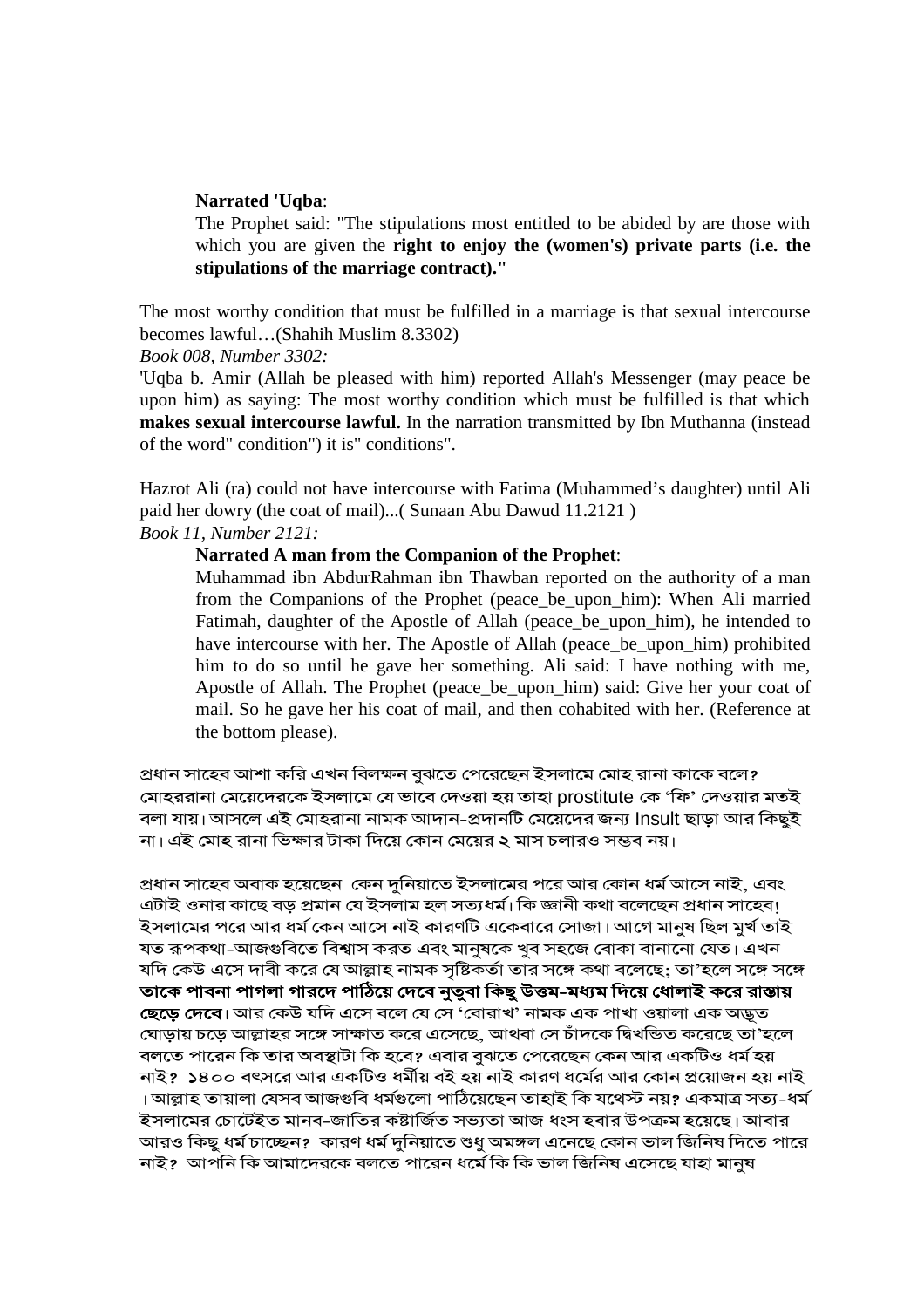> **Narrated 'Uqba**:
>
> The Prophet said: "The stipulations most entitled to be abided by are those with which you are given the **right to enjoy the (women's) private parts (i.e. the stipulations of the marriage contract)."**

The most worthy condition that must be fulfilled in a marriage is that sexual intercourse becomes lawful…(Shahih Muslim 8.3302)

*Book 008, Number 3302:*

'Uqba b. Amir (Allah be pleased with him) reported Allah's Messenger (may peace be upon him) as saying: The most worthy condition which must be fulfilled is that which **makes sexual intercourse lawful.** In the narration transmitted by Ibn Muthanna (instead of the word" condition") it is" conditions".

Hazrot Ali (ra) could not have intercourse with Fatima (Muhammed's daughter) until Ali paid her dowry (the coat of mail)...( Sunaan Abu Dawud 11.2121 )

*Book 11, Number 2121:*

> **Narrated A man from the Companion of the Prophet**:
>
> Muhammad ibn AbdurRahman ibn Thawban reported on the authority of a man from the Companions of the Prophet (peace_be_upon_him): When Ali married Fatimah, daughter of the Apostle of Allah (peace_be_upon_him), he intended to have intercourse with her. The Apostle of Allah (peace_be_upon_him) prohibited him to do so until he gave her something. Ali said: I have nothing with me, Apostle of Allah. The Prophet (peace_be_upon_him) said: Give her your coat of mail. So he gave her his coat of mail, and then cohabited with her. (Reference at the bottom please).

প্রধান সাহেব আশা করি এখন বিলক্ষন বুঝতে পেরেছেন ইসলামে মোহ রানা কাকে বলে? মোহররানা মেয়েদেরকে ইসলামে যে ভাবে দেওয়া হয় তাহা prostitute কে 'ফি' দেওয়ার মতই বলা যায়। আসলে এই মোহরানা নামক আদান-প্রদানটি মেয়েদের জন্য Insult ছাড়া আর কিছুই না। এই মোহ রানা ভিক্ষার টাকা দিয়ে কোন মেয়ের ২ মাস চলারও সম্ভব নয়।

প্রধান সাহেব অবাক হয়েছেন কেন দুনিয়াতে ইসলামের পরে আর কোন ধর্ম আসে নাই, এবং এটাই ওনার কাছে বড় প্রমান যে ইসলাম হল সত্যধর্ম। কি জ্ঞানী কথা বলেছেন প্রধান সাহেব! ইসলামের পরে আর ধর্ম কেন আসে নাই কারণটি একেবারে সোজা। আগে মানুষ ছিল মুর্খ তাই যত রূপকথা-আজগুবিতে বিশ্বাস করত এবং মানুষকে খুব সহজে বোকা বানানো যেত। এখন যদি কেউ এসে দাবী করে যে আল্লাহ নামক সৃষ্টিকর্তা তার সঙ্গে কথা বলেছে; তা'হলে সঙ্গে সঙ্গে **তাকে পাবনা পাগলা গারদে পাঠিয়ে দেবে নুতুবা কিছু উত্তম-মধ্যম দিয়ে ধোলাই করে রাস্তায় ছেড়ে দেবে।** আর কেউ যদি এসে বলে যে সে 'বোরাখ' নামক এক পাখা ওয়ালা এক অদ্ভুত ঘোড়ায় চড়ে আল্লাহর সঙ্গে সাক্ষাত করে এসেছে, আথবা সে চাঁদকে দ্বিখন্ডিত করেছে তা'হলে বলতে পারেন কি তার অবস্থাটা কি হবে? এবার বুঝতে পেরেছেন কেন আর একটিও ধর্ম হয় নাই? ১৪০০ বৎসরে আর একটিও ধর্মীয় বই হয় নাই কারণ ধর্মের আর কোন প্রয়োজন হয় নাই। আল্লাহ তায়ালা যেসব আজগুবি ধর্মগুলো পাঠিয়েছেন তাহাই কি যথেস্ট নয়? একমাত্র সত্য-ধর্ম ইসলামের চোটেইত মানব-জাতির কষ্টার্জিত সভ্যতা আজ ধংস হবার উপক্রম হয়েছে। আবার আরও কিছু ধর্ম চাচ্ছেন? কারণ ধর্ম দুনিয়াতে শুধু অমঙ্গল এনেছে কোন ভাল জিনিষ দিতে পারে নাই? আপনি কি আমাদেরকে বলতে পারেন ধর্মে কি কি ভাল জিনিষ এসেছে যাহা মানুষ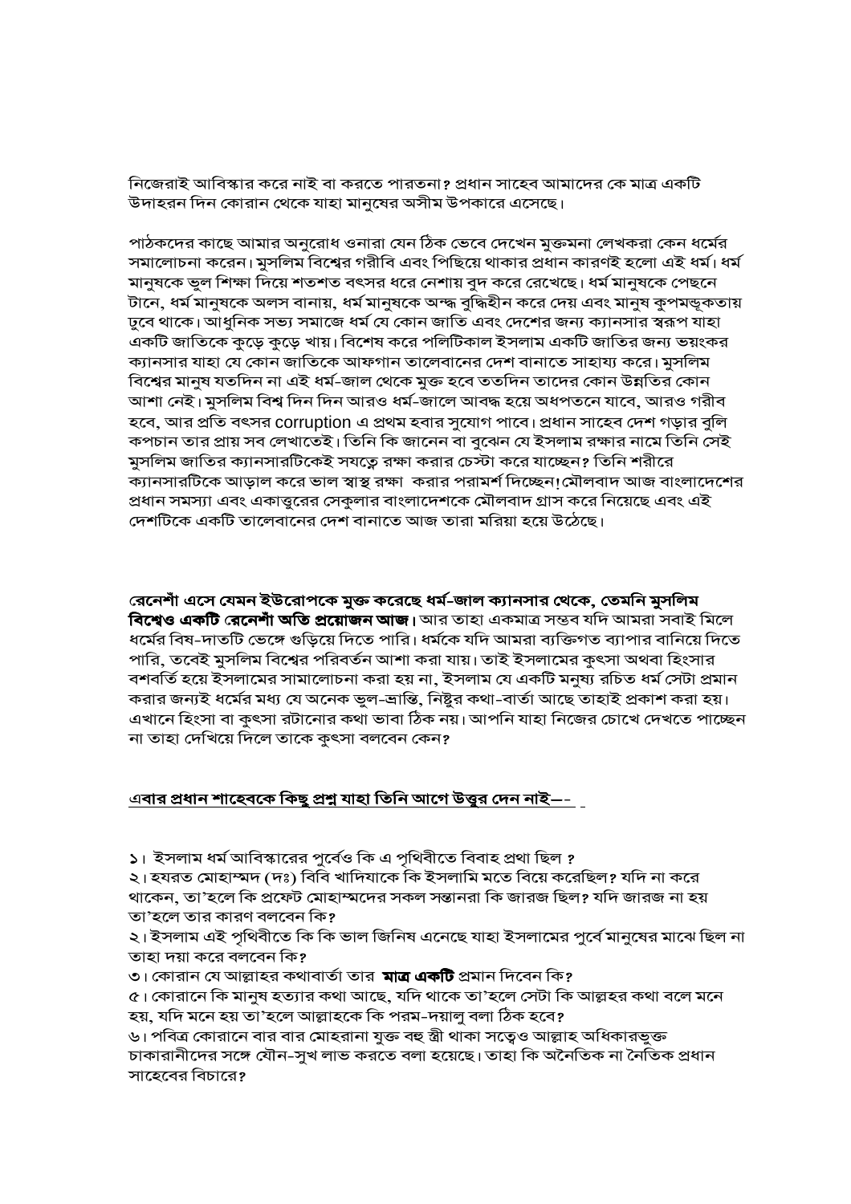নিজেরাই আবিস্কার করে নাই বা করতে পারতনা? প্রধান সাহেব আমাদের কে মাত্র একটি উদাহরন দিন কোরান থেকে যাহা মানুষের অসীম উপকারে এসেছে।

পাঠকদের কাছে আমার অনুরোধ ওনারা যেন ঠিক ভেবে দেখেন মুক্তমনা লেখকরা কেন ধর্মের সমালোচনা করেন। মুসলিম বিশ্বের গরীবি এবং পিছিয়ে থাকার প্রধান কারণই হলো এই ধর্ম। ধর্ম মানুষকে ভুল শিক্ষা দিয়ে শতশত বৎসর ধরে নেশায় বুদ করে রেখেছে। ধর্ম মানুষকে পেছনে টানে, ধর্ম মানুষকে অলস বানায়, ধর্ম মানুষকে অন্ধ বুদ্ধিহীন করে দেয় এবং মানুষ কুপমন্ডূকতায় ঢুবে থাকে। আধুনিক সভ্য সমাজে ধর্ম যে কোন জাতি এবং দেশের জন্য ক্যানসার স্বরূপ যাহা একটি জাতিকে কুড়ে কুড়ে খায়। বিশেষ করে পলিটিকাল ইসলাম একটি জাতির জন্য ভয়ংকর ক্যানসার যাহা যে কোন জাতিকে আফগান তালেবানের দেশ বানাতে সাহায্য করে। মুসলিম বিশ্বের মানুষ যতদিন না এই ধর্ম-জাল থেকে মুক্ত হবে ততদিন তাদের কোন উন্নতির কোন আশা নেই। মুসলিম বিশ্ব দিন দিন আরও ধর্ম-জালে আবদ্ধ হয়ে অধপতনে যাবে, আরও গরীব হবে, আর প্রতি বৎসর corruption এ প্রথম হবার সুযোগ পাবে। প্রধান সাহেব দেশ গড়ার বুলি কপচান তার প্রায় সব লেখাতেই। তিনি কি জানেন বা বুঝেন যে ইসলাম রক্ষার নামে তিনি সেই মুসলিম জাতির ক্যানসারটিকেই সযত্নে রক্ষা করার চেস্টা করে যাচ্ছেন? তিনি শরীরে ক্যানসারটিকে আড়াল করে ভাল স্বাস্থ রক্ষা করার পরামর্শ দিচ্ছেন! মৌলবাদ আজ বাংলাদেশের প্রধান সমস্যা এবং একাত্তুরের সেকুলার বাংলাদেশকে মৌলবাদ গ্রাস করে নিয়েছে এবং এই দেশটিকে একটি তালেবানের দেশ বানাতে আজ তারা মরিয়া হয়ে উঠেছে।

**রেনেশাঁ এসে যেমন ইউরোপকে মুক্ত করেছে ধর্ম-জাল ক্যানসার থেকে, তেমনি মুসলিম বিশ্বেও একটি রেনেশাঁ অতি প্রয়োজন আজ।** আর তাহা একমাত্র সম্ভব যদি আমরা সবাই মিলে ধর্মের বিষ-দাতটি ভেঙ্গে গুড়িয়ে দিতে পারি। ধর্মকে যদি আমরা ব্যক্তিগত ব্যাপার বানিয়ে দিতে পারি, তবেই মুসলিম বিশ্বের পরিবর্তন আশা করা যায়। তাই ইসলামের কুৎসা অথবা হিংসার বশবর্তি হয়ে ইসলামের সামালোচনা করা হয় না, ইসলাম যে একটি মনুষ্য রচিত ধর্ম সেটা প্রমান করার জন্যই ধর্মের মধ্য যে অনেক ভুল-ভ্রান্তি, নিষ্টুর কথা-বার্তা আছে তাহাই প্রকাশ করা হয়। এখানে হিংসা বা কুৎসা রটানোর কথা ভাবা ঠিক নয়। আপনি যাহা নিজের চোখে দেখতে পাচ্ছেন না তাহা দেখিয়ে দিলে তাকে কুৎসা বলবেন কেন?

**<u>এবার প্রধান শাহেবকে কিছু প্রশ্ন যাহা তিনি আগে উত্তর দেন নাই–-</u>**

১। ইসলাম ধর্ম আবিস্কারের পুর্বেও কি এ পৃথিবীতে বিবাহ প্রথা ছিল ?
২। হযরত মোহাম্মদ (দঃ) বিবি খাদিযাকে কি ইসলামি মতে বিয়ে করেছিল? যদি না করে থাকেন, তা'হলে কি প্রফেট মোহাম্মদের সকল সন্তানরা কি জারজ ছিল? যদি জারজ না হয় তা'হলে তার কারণ বলবেন কি?
২। ইসলাম এই পৃথিবীতে কি কি ভাল জিনিষ এনেছে যাহা ইসলামের পুর্বে মানুষের মাঝে ছিল না তাহা দয়া করে বলবেন কি?
৩। কোরান যে আল্লাহর কথাবার্তা তার **মাত্র একটি** প্রমান দিবেন কি?
৫। কোরানে কি মানুষ হত্যার কথা আছে, যদি থাকে তা'হলে সেটা কি আল্লহর কথা বলে মনে হয়, যদি মনে হয় তা'হলে আল্লাহকে কি পরম-দয়ালু বলা ঠিক হবে?
৬। পবিত্র কোরানে বার বার মোহরানা যুক্ত বহু স্ত্রী থাকা সত্বেও আল্লাহ অধিকারভুক্ত চাকারানীদের সঙ্গে যৌন-সুখ লাভ করতে বলা হয়েছে। তাহা কি অনৈতিক না নৈতিক প্রধান সাহেবের বিচারে?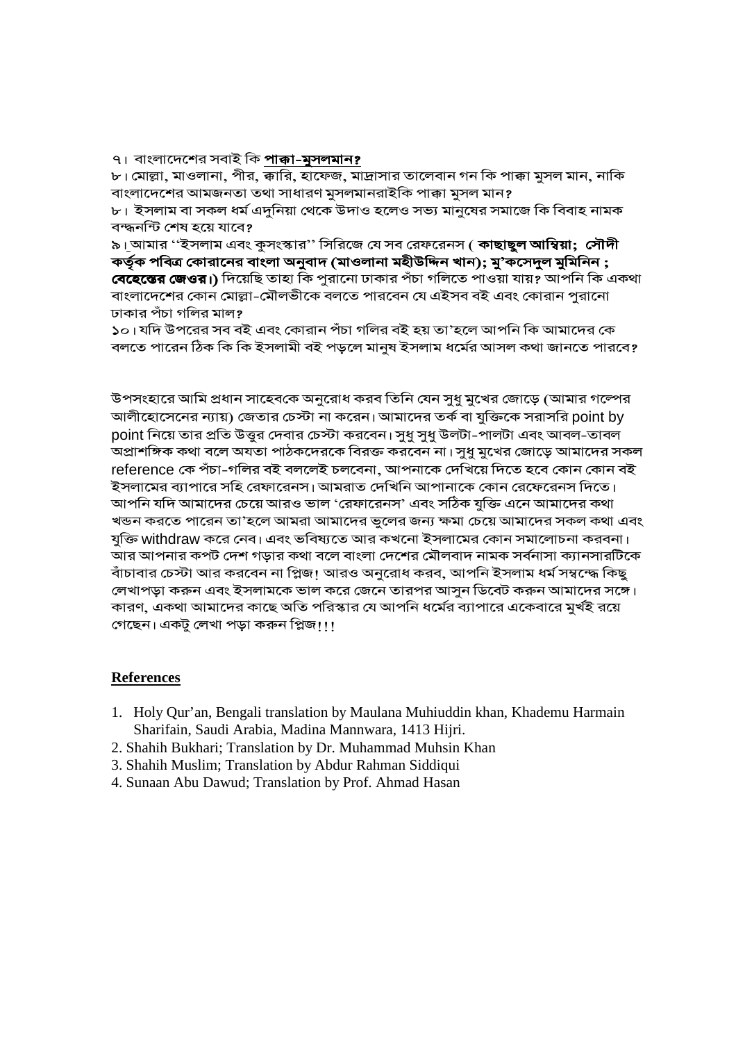৭। বাংলাদেশের সবাই কি **পাক্কা-মুসলমান?**

৮। মোল্লা, মাওলানা, পীর, ক্কারি, হাফেজ, মাদ্রাসার তালেবান গন কি পাক্কা মুসল মান, নাকি বাংলাদেশের আমজনতা তথা সাধারণ মুসলমানরাইকি পাক্কা মুসল মান?

৮। ইসলাম বা সকল ধর্ম এদুনিয়া থেকে উদাও হলেও সভ্য মানুষের সমাজে কি বিবাহ নামক বন্ধনন্টি শেষ হয়ে যাবে?

৯। আমার ''ইসলাম এবং কুসংস্কার'' সিরিজে যে সব রেফরেনস ( **কাছাছুল আম্বিয়া; সৌদী কর্তৃক পবিত্র কোরানের বাংলা অনুবাদ (মাওলানা মহীউদ্দিন খান); মু'কসেদুল মুমিনিন ; বেহেস্তের জেওর।)** দিয়েছি তাহা কি পুরানো ঢাকার পঁচা গলিতে পাওয়া যায়? আপনি কি একথা বাংলাদেশের কোন মোল্লা-মৌলভীকে বলতে পারবেন যে এইসব বই এবং কোরান পুরানো ঢাকার পঁচা গলির মাল?

১০। যদি উপরের সব বই এবং কোরান পঁচা গলির বই হয় তা'হলে আপনি কি আমাদের কে বলতে পারেন ঠিক কি কি ইসলামী বই পড়লে মানুষ ইসলাম ধর্মের আসল কথা জানতে পারবে?

উপসংহারে আমি প্রধান সাহেবকে অনুরোধ করব তিনি যেন সুধু মুখের জোড়ে (আমার গল্পের আলীহোসেনের ন্যায়) জেতার চেস্টা না করেন। আমাদের তর্ক বা যুক্তিকে সরাসরি point by point নিয়ে তার প্রতি উত্তর দেবার চেস্টা করবেন। সুধু সুধু উলটা-পালটা এবং আবল-তাবল অপ্রাশঙ্গিক কথা বলে অযতা পাঠকদেরকে বিরক্ত করবেন না। সুধু মুখের জোড়ে আমাদের সকল reference কে পঁচা-গলির বই বললেই চলবেনা, আপনাকে দেখিয়ে দিতে হবে কোন কোন বই ইসলামের ব্যাপারে সহি রেফারেনস। আমরাত দেখিনি আপানাকে কোন রেফেরেনস দিতে। আপনি যদি আমাদের চেয়ে আরও ভাল 'রেফারেনস' এবং সঠিক যুক্তি এনে আমাদের কথা খন্ডন করতে পারেন তা'হলে আমরা আমাদের ভুলের জন্য ক্ষমা চেয়ে আমাদের সকল কথা এবং যুক্তি withdraw করে নেব। এবং ভবিষ্যতে আর কখনো ইসলামের কোন সমালোচনা করবনা। আর আপনার কপট দেশ গড়ার কথা বলে বাংলা দেশের মৌলবাদ নামক সর্বনাসা ক্যানসারটিকে বাঁচাবার চেস্টা আর করবেন না প্লিজ! আরও অনুরোধ করব, আপনি ইসলাম ধর্ম সম্বন্ধে কিছু লেখাপড়া করুন এবং ইসলামকে ভাল করে জেনে তারপর আসুন ডিবেট করুন আমাদের সঙ্গে। কারণ, একথা আমাদের কাছে অতি পরিস্কার যে আপনি ধর্মের ব্যাপারে একেবারে মুর্খই রয়ে গেছেন। একটু লেখা পড়া করুন প্লিজ!!!

## References

1. Holy Qur'an, Bengali translation by Maulana Muhiuddin khan, Khademu Harmain Sharifain, Saudi Arabia, Madina Mannwara, 1413 Hijri.
2. Shahih Bukhari; Translation by Dr. Muhammad Muhsin Khan
3. Shahih Muslim; Translation by Abdur Rahman Siddiqui
4. Sunaan Abu Dawud; Translation by Prof. Ahmad Hasan